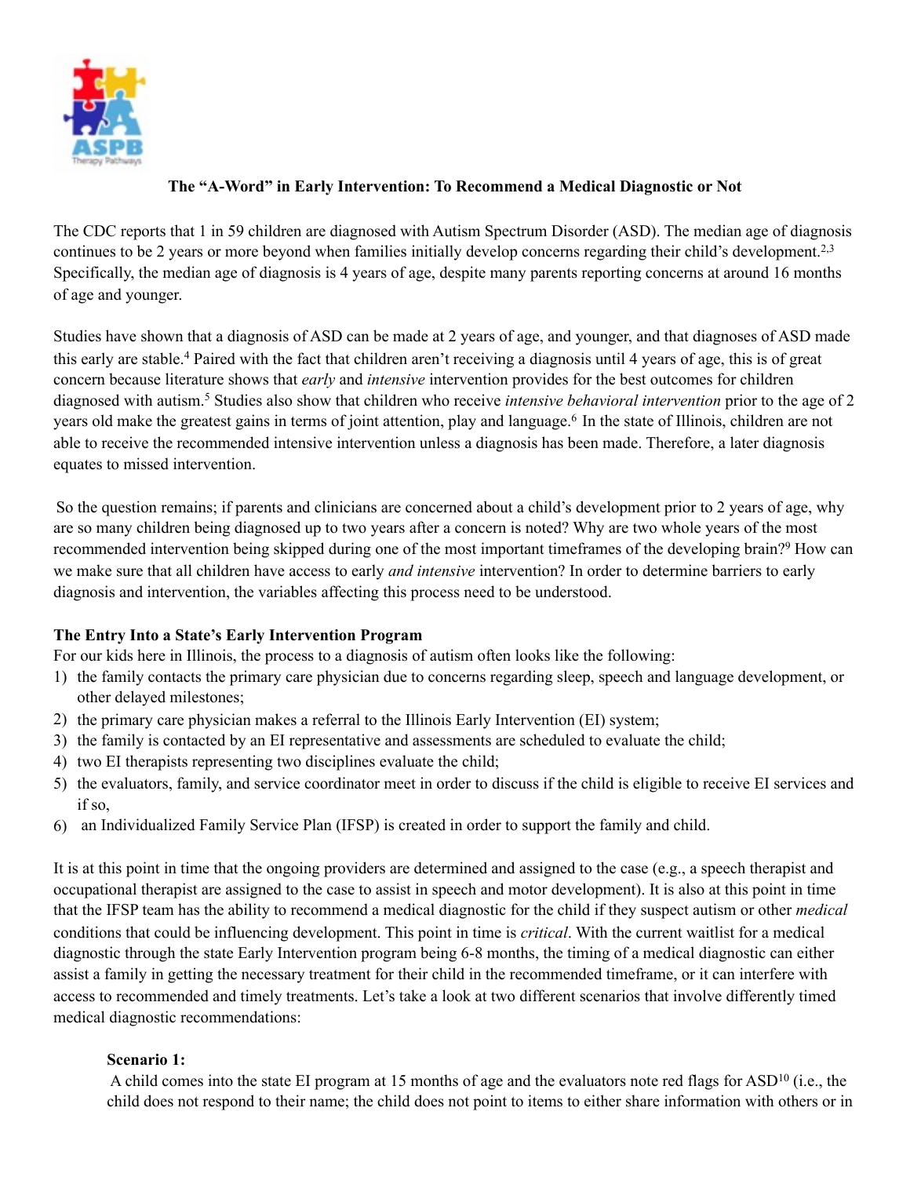# The "A-Word" in Early Intervention: To Recommend a Medical Diagnostic or Not

The CDC reports that 1 in 59 children are diagnosed with Autism Spectrum Disorder (ASD). The median age of diagnosis continues to be 2 years or more beyond when families initially develop concerns regarding their child's development.[2,3] Specifically, the median age of diagnosis is 4 years of age, despite many parents reporting concerns at around 16 months of age and younger.

Studies have shown that a diagnosis of ASD can be made at 2 years of age, and younger, and that diagnoses of ASD made this early are stable.[4] Paired with the fact that children aren't receiving a diagnosis until 4 years of age, this is of great concern because literature shows that *early* and *intensive* intervention provides for the best outcomes for children diagnosed with autism.[5] Studies also show that children who receive *intensive behavioral intervention* prior to the age of 2 years old make the greatest gains in terms of joint attention, play and language.[6] In the state of Illinois, children are not able to receive the recommended intensive intervention unless a diagnosis has been made. Therefore, a later diagnosis equates to missed intervention.

So the question remains; if parents and clinicians are concerned about a child's development prior to 2 years of age, why are so many children being diagnosed up to two years after a concern is noted? Why are two whole years of the most recommended intervention being skipped during one of the most important timeframes of the developing brain?[9] How can we make sure that all children have access to early *and intensive* intervention? In order to determine barriers to early diagnosis and intervention, the variables affecting this process need to be understood.

**The Entry Into a State's Early Intervention Program**

For our kids here in Illinois, the process to a diagnosis of autism often looks like the following:

1) the family contacts the primary care physician due to concerns regarding sleep, speech and language development, or other delayed milestones;
2) the primary care physician makes a referral to the Illinois Early Intervention (EI) system;
3) the family is contacted by an EI representative and assessments are scheduled to evaluate the child;
4) two EI therapists representing two disciplines evaluate the child;
5) the evaluators, family, and service coordinator meet in order to discuss if the child is eligible to receive EI services and if so,
6) an Individualized Family Service Plan (IFSP) is created in order to support the family and child.

It is at this point in time that the ongoing providers are determined and assigned to the case (e.g., a speech therapist and occupational therapist are assigned to the case to assist in speech and motor development). It is also at this point in time that the IFSP team has the ability to recommend a medical diagnostic for the child if they suspect autism or other *medical* conditions that could be influencing development. This point in time is *critical*. With the current waitlist for a medical diagnostic through the state Early Intervention program being 6-8 months, the timing of a medical diagnostic can either assist a family in getting the necessary treatment for their child in the recommended timeframe, or it can interfere with access to recommended and timely treatments. Let's take a look at two different scenarios that involve differently timed medical diagnostic recommendations:

**Scenario 1:**

A child comes into the state EI program at 15 months of age and the evaluators note red flags for ASD[10] (i.e., the child does not respond to their name; the child does not point to items to either share information with others or in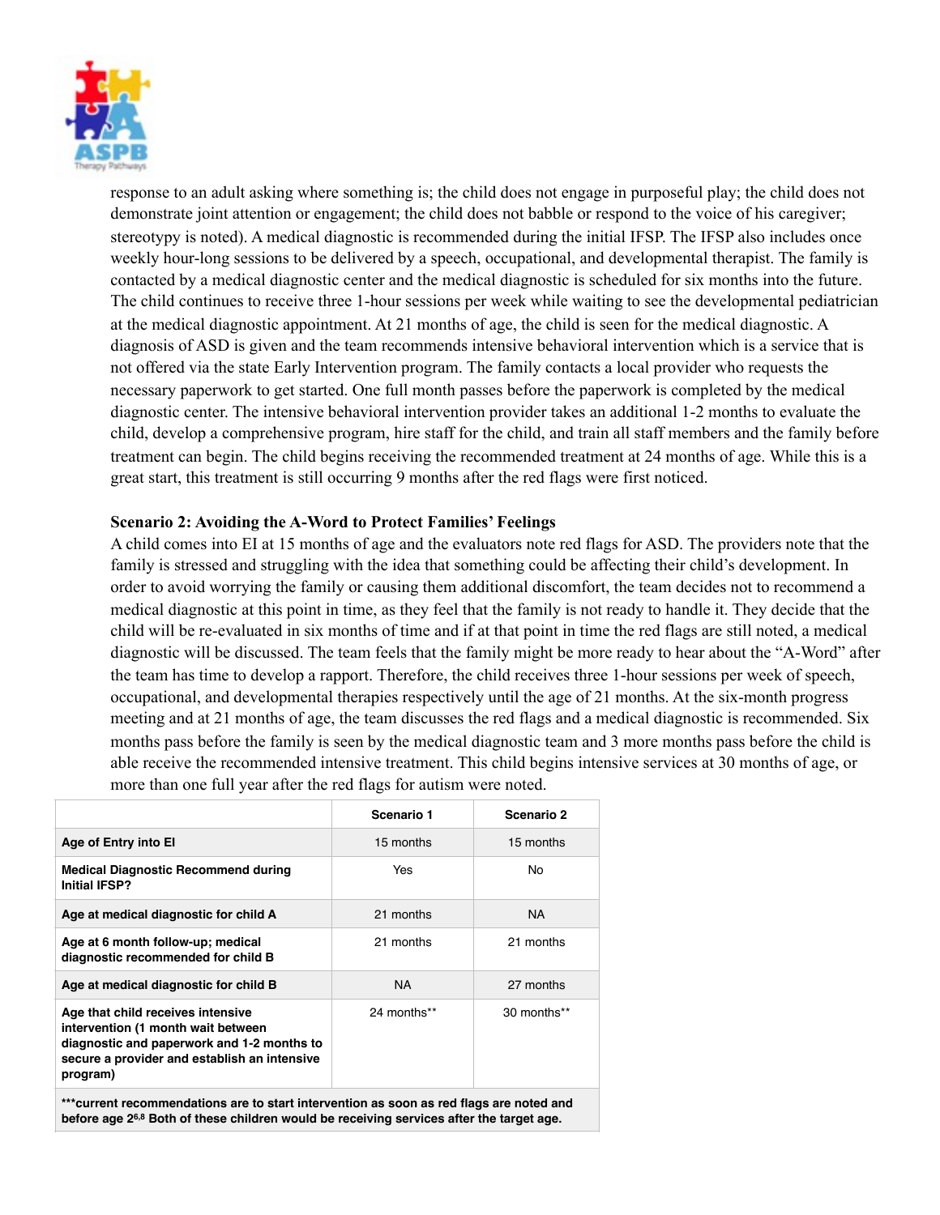response to an adult asking where something is; the child does not engage in purposeful play; the child does not demonstrate joint attention or engagement; the child does not babble or respond to the voice of his caregiver; stereotypy is noted). A medical diagnostic is recommended during the initial IFSP. The IFSP also includes once weekly hour-long sessions to be delivered by a speech, occupational, and developmental therapist. The family is contacted by a medical diagnostic center and the medical diagnostic is scheduled for six months into the future. The child continues to receive three 1-hour sessions per week while waiting to see the developmental pediatrician at the medical diagnostic appointment. At 21 months of age, the child is seen for the medical diagnostic. A diagnosis of ASD is given and the team recommends intensive behavioral intervention which is a service that is not offered via the state Early Intervention program. The family contacts a local provider who requests the necessary paperwork to get started. One full month passes before the paperwork is completed by the medical diagnostic center. The intensive behavioral intervention provider takes an additional 1-2 months to evaluate the child, develop a comprehensive program, hire staff for the child, and train all staff members and the family before treatment can begin. The child begins receiving the recommended treatment at 24 months of age. While this is a great start, this treatment is still occurring 9 months after the red flags were first noticed.

**Scenario 2: Avoiding the A-Word to Protect Families' Feelings**

A child comes into EI at 15 months of age and the evaluators note red flags for ASD. The providers note that the family is stressed and struggling with the idea that something could be affecting their child's development. In order to avoid worrying the family or causing them additional discomfort, the team decides not to recommend a medical diagnostic at this point in time, as they feel that the family is not ready to handle it. They decide that the child will be re-evaluated in six months of time and if at that point in time the red flags are still noted, a medical diagnostic will be discussed. The team feels that the family might be more ready to hear about the "A-Word" after the team has time to develop a rapport. Therefore, the child receives three 1-hour sessions per week of speech, occupational, and developmental therapies respectively until the age of 21 months. At the six-month progress meeting and at 21 months of age, the team discusses the red flags and a medical diagnostic is recommended. Six months pass before the family is seen by the medical diagnostic team and 3 more months pass before the child is able receive the recommended intensive treatment. This child begins intensive services at 30 months of age, or more than one full year after the red flags for autism were noted.

| | Scenario 1 | Scenario 2 |
|---|---|---|
| **Age of Entry into EI** | 15 months | 15 months |
| **Medical Diagnostic Recommend during Initial IFSP?** | Yes | No |
| **Age at medical diagnostic for child A** | 21 months | NA |
| **Age at 6 month follow-up; medical diagnostic recommended for child B** | 21 months | 21 months |
| **Age at medical diagnostic for child B** | NA | 27 months |
| **Age that child receives intensive intervention (1 month wait between diagnostic and paperwork and 1-2 months to secure a provider and establish an intensive program)** | 24 months** | 30 months** |
| **\*\*\*current recommendations are to start intervention as soon as red flags are noted and before age 2[6,8] Both of these children would be receiving services after the target age.** | | |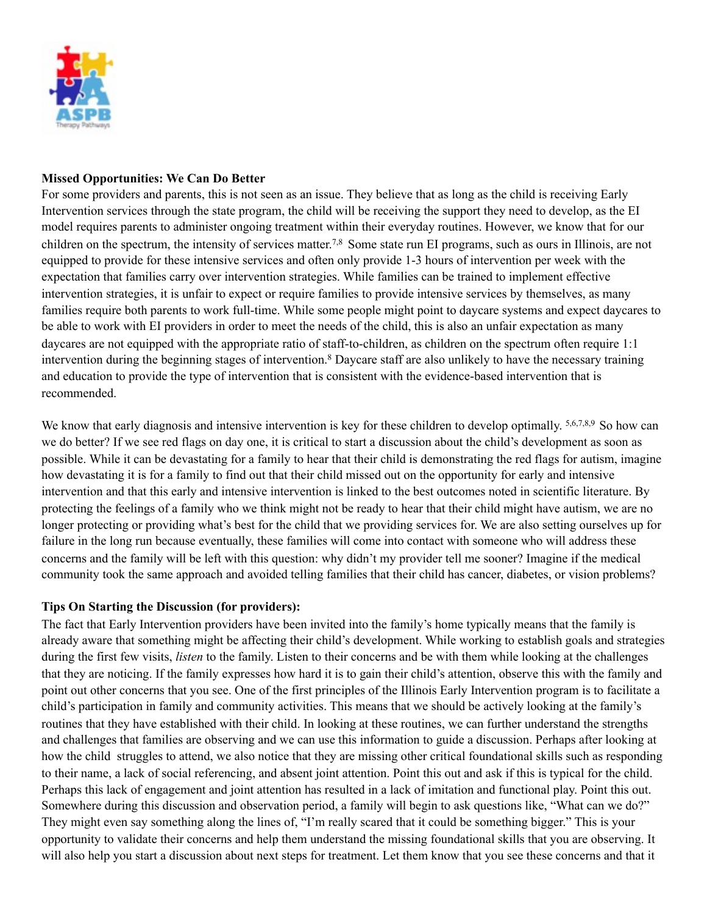**Missed Opportunities: We Can Do Better**

For some providers and parents, this is not seen as an issue. They believe that as long as the child is receiving Early Intervention services through the state program, the child will be receiving the support they need to develop, as the EI model requires parents to administer ongoing treatment within their everyday routines. However, we know that for our children on the spectrum, the intensity of services matter.[7,8] Some state run EI programs, such as ours in Illinois, are not equipped to provide for these intensive services and often only provide 1-3 hours of intervention per week with the expectation that families carry over intervention strategies. While families can be trained to implement effective intervention strategies, it is unfair to expect or require families to provide intensive services by themselves, as many families require both parents to work full-time. While some people might point to daycare systems and expect daycares to be able to work with EI providers in order to meet the needs of the child, this is also an unfair expectation as many daycares are not equipped with the appropriate ratio of staff-to-children, as children on the spectrum often require 1:1 intervention during the beginning stages of intervention.[8] Daycare staff are also unlikely to have the necessary training and education to provide the type of intervention that is consistent with the evidence-based intervention that is recommended.

We know that early diagnosis and intensive intervention is key for these children to develop optimally. [5,6,7,8,9] So how can we do better? If we see red flags on day one, it is critical to start a discussion about the child's development as soon as possible. While it can be devastating for a family to hear that their child is demonstrating the red flags for autism, imagine how devastating it is for a family to find out that their child missed out on the opportunity for early and intensive intervention and that this early and intensive intervention is linked to the best outcomes noted in scientific literature. By protecting the feelings of a family who we think might not be ready to hear that their child might have autism, we are no longer protecting or providing what's best for the child that we providing services for. We are also setting ourselves up for failure in the long run because eventually, these families will come into contact with someone who will address these concerns and the family will be left with this question: why didn't my provider tell me sooner? Imagine if the medical community took the same approach and avoided telling families that their child has cancer, diabetes, or vision problems?

**Tips On Starting the Discussion (for providers):**

The fact that Early Intervention providers have been invited into the family's home typically means that the family is already aware that something might be affecting their child's development. While working to establish goals and strategies during the first few visits, *listen* to the family. Listen to their concerns and be with them while looking at the challenges that they are noticing. If the family expresses how hard it is to gain their child's attention, observe this with the family and point out other concerns that you see. One of the first principles of the Illinois Early Intervention program is to facilitate a child's participation in family and community activities. This means that we should be actively looking at the family's routines that they have established with their child. In looking at these routines, we can further understand the strengths and challenges that families are observing and we can use this information to guide a discussion. Perhaps after looking at how the child struggles to attend, we also notice that they are missing other critical foundational skills such as responding to their name, a lack of social referencing, and absent joint attention. Point this out and ask if this is typical for the child. Perhaps this lack of engagement and joint attention has resulted in a lack of imitation and functional play. Point this out. Somewhere during this discussion and observation period, a family will begin to ask questions like, "What can we do?" They might even say something along the lines of, "I'm really scared that it could be something bigger." This is your opportunity to validate their concerns and help them understand the missing foundational skills that you are observing. It will also help you start a discussion about next steps for treatment. Let them know that you see these concerns and that it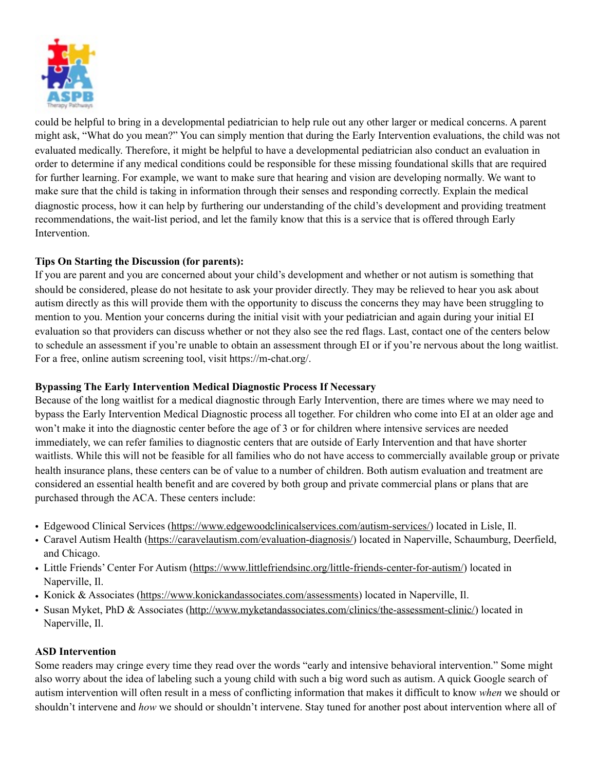could be helpful to bring in a developmental pediatrician to help rule out any other larger or medical concerns. A parent might ask, "What do you mean?" You can simply mention that during the Early Intervention evaluations, the child was not evaluated medically. Therefore, it might be helpful to have a developmental pediatrician also conduct an evaluation in order to determine if any medical conditions could be responsible for these missing foundational skills that are required for further learning. For example, we want to make sure that hearing and vision are developing normally. We want to make sure that the child is taking in information through their senses and responding correctly. Explain the medical diagnostic process, how it can help by furthering our understanding of the child's development and providing treatment recommendations, the wait-list period, and let the family know that this is a service that is offered through Early Intervention.

**Tips On Starting the Discussion (for parents):**

If you are parent and you are concerned about your child's development and whether or not autism is something that should be considered, please do not hesitate to ask your provider directly. They may be relieved to hear you ask about autism directly as this will provide them with the opportunity to discuss the concerns they may have been struggling to mention to you. Mention your concerns during the initial visit with your pediatrician and again during your initial EI evaluation so that providers can discuss whether or not they also see the red flags. Last, contact one of the centers below to schedule an assessment if you're unable to obtain an assessment through EI or if you're nervous about the long waitlist. For a free, online autism screening tool, visit https://m-chat.org/.

**Bypassing The Early Intervention Medical Diagnostic Process If Necessary**

Because of the long waitlist for a medical diagnostic through Early Intervention, there are times where we may need to bypass the Early Intervention Medical Diagnostic process all together. For children who come into EI at an older age and won't make it into the diagnostic center before the age of 3 or for children where intensive services are needed immediately, we can refer families to diagnostic centers that are outside of Early Intervention and that have shorter waitlists. While this will not be feasible for all families who do not have access to commercially available group or private health insurance plans, these centers can be of value to a number of children. Both autism evaluation and treatment are considered an essential health benefit and are covered by both group and private commercial plans or plans that are purchased through the ACA. These centers include:

- Edgewood Clinical Services (https://www.edgewoodclinicalservices.com/autism-services/) located in Lisle, Il.
- Caravel Autism Health (https://caravelautism.com/evaluation-diagnosis/) located in Naperville, Schaumburg, Deerfield, and Chicago.
- Little Friends' Center For Autism (https://www.littlefriendsinc.org/little-friends-center-for-autism/) located in Naperville, Il.
- Konick & Associates (https://www.konickandassociates.com/assessments) located in Naperville, Il.
- Susan Myket, PhD & Associates (http://www.myketandassociates.com/clinics/the-assessment-clinic/) located in Naperville, Il.

**ASD Intervention**

Some readers may cringe every time they read over the words "early and intensive behavioral intervention." Some might also worry about the idea of labeling such a young child with such a big word such as autism. A quick Google search of autism intervention will often result in a mess of conflicting information that makes it difficult to know *when* we should or shouldn't intervene and *how* we should or shouldn't intervene. Stay tuned for another post about intervention where all of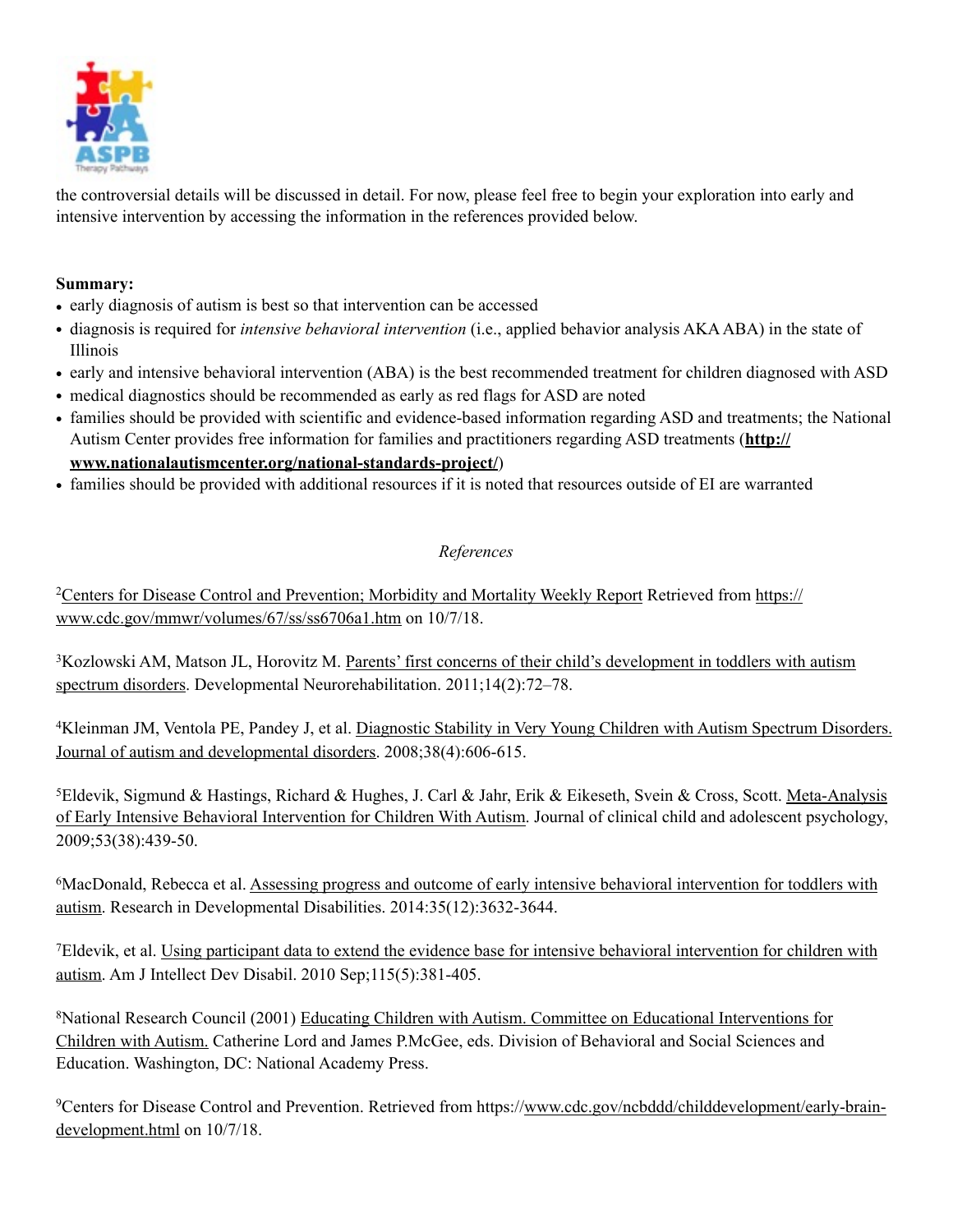the controversial details will be discussed in detail. For now, please feel free to begin your exploration into early and intensive intervention by accessing the information in the references provided below.

**Summary:**

- early diagnosis of autism is best so that intervention can be accessed
- diagnosis is required for *intensive behavioral intervention* (i.e., applied behavior analysis AKA ABA) in the state of Illinois
- early and intensive behavioral intervention (ABA) is the best recommended treatment for children diagnosed with ASD
- medical diagnostics should be recommended as early as red flags for ASD are noted
- families should be provided with scientific and evidence-based information regarding ASD and treatments; the National Autism Center provides free information for families and practitioners regarding ASD treatments (**http://www.nationalautismcenter.org/national-standards-project/**)
- families should be provided with additional resources if it is noted that resources outside of EI are warranted

*References*

[2]Centers for Disease Control and Prevention; Morbidity and Mortality Weekly Report Retrieved from https://www.cdc.gov/mmwr/volumes/67/ss/ss6706a1.htm on 10/7/18.

[3]Kozlowski AM, Matson JL, Horovitz M. Parents' first concerns of their child's development in toddlers with autism spectrum disorders. Developmental Neurorehabilitation. 2011;14(2):72–78.

[4]Kleinman JM, Ventola PE, Pandey J, et al. Diagnostic Stability in Very Young Children with Autism Spectrum Disorders. Journal of autism and developmental disorders. 2008;38(4):606-615.

[5]Eldevik, Sigmund & Hastings, Richard & Hughes, J. Carl & Jahr, Erik & Eikeseth, Svein & Cross, Scott. Meta-Analysis of Early Intensive Behavioral Intervention for Children With Autism. Journal of clinical child and adolescent psychology, 2009;53(38):439-50.

[6]MacDonald, Rebecca et al. Assessing progress and outcome of early intensive behavioral intervention for toddlers with autism. Research in Developmental Disabilities. 2014:35(12):3632-3644.

[7]Eldevik, et al. Using participant data to extend the evidence base for intensive behavioral intervention for children with autism. Am J Intellect Dev Disabil. 2010 Sep;115(5):381-405.

[8]National Research Council (2001) Educating Children with Autism. Committee on Educational Interventions for Children with Autism. Catherine Lord and James P.McGee, eds. Division of Behavioral and Social Sciences and Education. Washington, DC: National Academy Press.

[9]Centers for Disease Control and Prevention. Retrieved from https://www.cdc.gov/ncbddd/childdevelopment/early-brain-development.html on 10/7/18.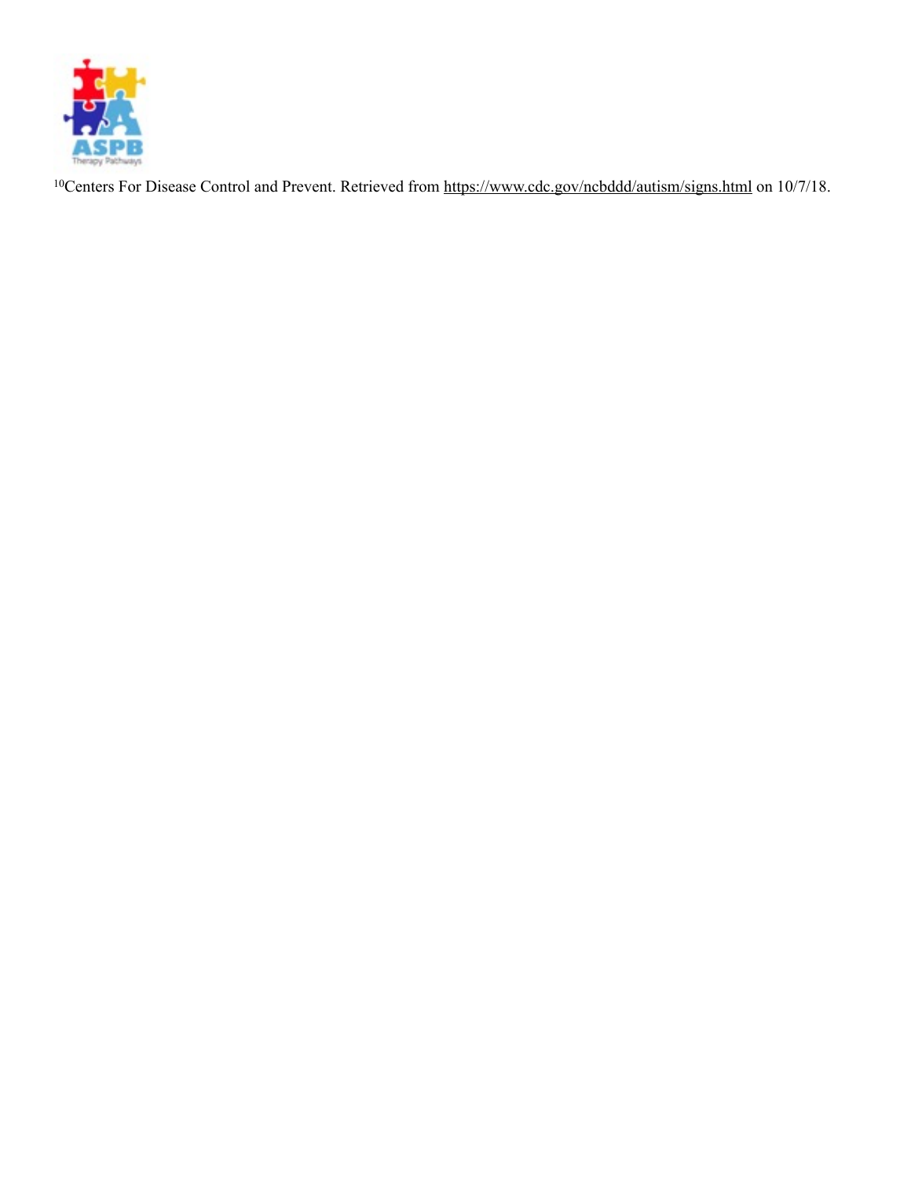[10]Centers For Disease Control and Prevent. Retrieved from https://www.cdc.gov/ncbddd/autism/signs.html on 10/7/18.